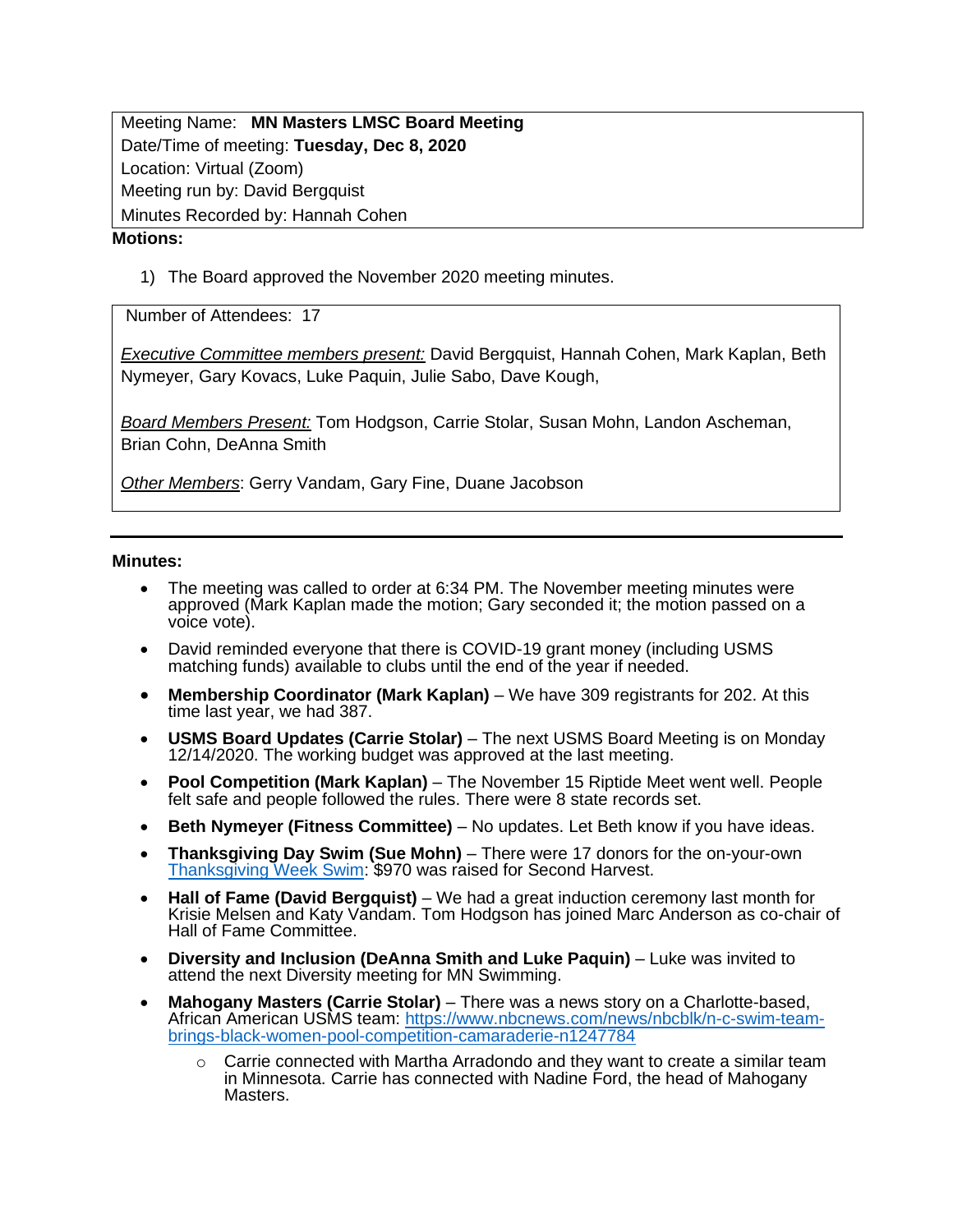Meeting Name: **MN Masters LMSC Board Meeting**
Date/Time of meeting: **Tuesday, Dec 8, 2020**
Location: Virtual (Zoom)
Meeting run by: David Bergquist
Minutes Recorded by: Hannah Cohen

**Motions:**

1) The Board approved the November 2020 meeting minutes.

Number of Attendees: 17

*Executive Committee members present:* David Bergquist, Hannah Cohen, Mark Kaplan, Beth Nymeyer, Gary Kovacs, Luke Paquin, Julie Sabo, Dave Kough,

*Board Members Present:* Tom Hodgson, Carrie Stolar, Susan Mohn, Landon Ascheman, Brian Cohn, DeAnna Smith

*Other Members*: Gerry Vandam, Gary Fine, Duane Jacobson

---

**Minutes:**

- The meeting was called to order at 6:34 PM. The November meeting minutes were approved (Mark Kaplan made the motion; Gary seconded it; the motion passed on a voice vote).
- David reminded everyone that there is COVID-19 grant money (including USMS matching funds) available to clubs until the end of the year if needed.
- **Membership Coordinator (Mark Kaplan)** – We have 309 registrants for 202. At this time last year, we had 387.
- **USMS Board Updates (Carrie Stolar)** – The next USMS Board Meeting is on Monday 12/14/2020. The working budget was approved at the last meeting.
- **Pool Competition (Mark Kaplan)** – The November 15 Riptide Meet went well. People felt safe and people followed the rules. There were 8 state records set.
- **Beth Nymeyer (Fitness Committee)** – No updates. Let Beth know if you have ideas.
- **Thanksgiving Day Swim (Sue Mohn)** – There were 17 donors for the on-your-own Thanksgiving Week Swim: $970 was raised for Second Harvest.
- **Hall of Fame (David Bergquist)** – We had a great induction ceremony last month for Krisie Melsen and Katy Vandam. Tom Hodgson has joined Marc Anderson as co-chair of Hall of Fame Committee.
- **Diversity and Inclusion (DeAnna Smith and Luke Paquin)** – Luke was invited to attend the next Diversity meeting for MN Swimming.
- **Mahogany Masters (Carrie Stolar)** – There was a news story on a Charlotte-based, African American USMS team: https://www.nbcnews.com/news/nbcblk/n-c-swim-team-brings-black-women-pool-competition-camaraderie-n1247784
    - Carrie connected with Martha Arradondo and they want to create a similar team in Minnesota. Carrie has connected with Nadine Ford, the head of Mahogany Masters.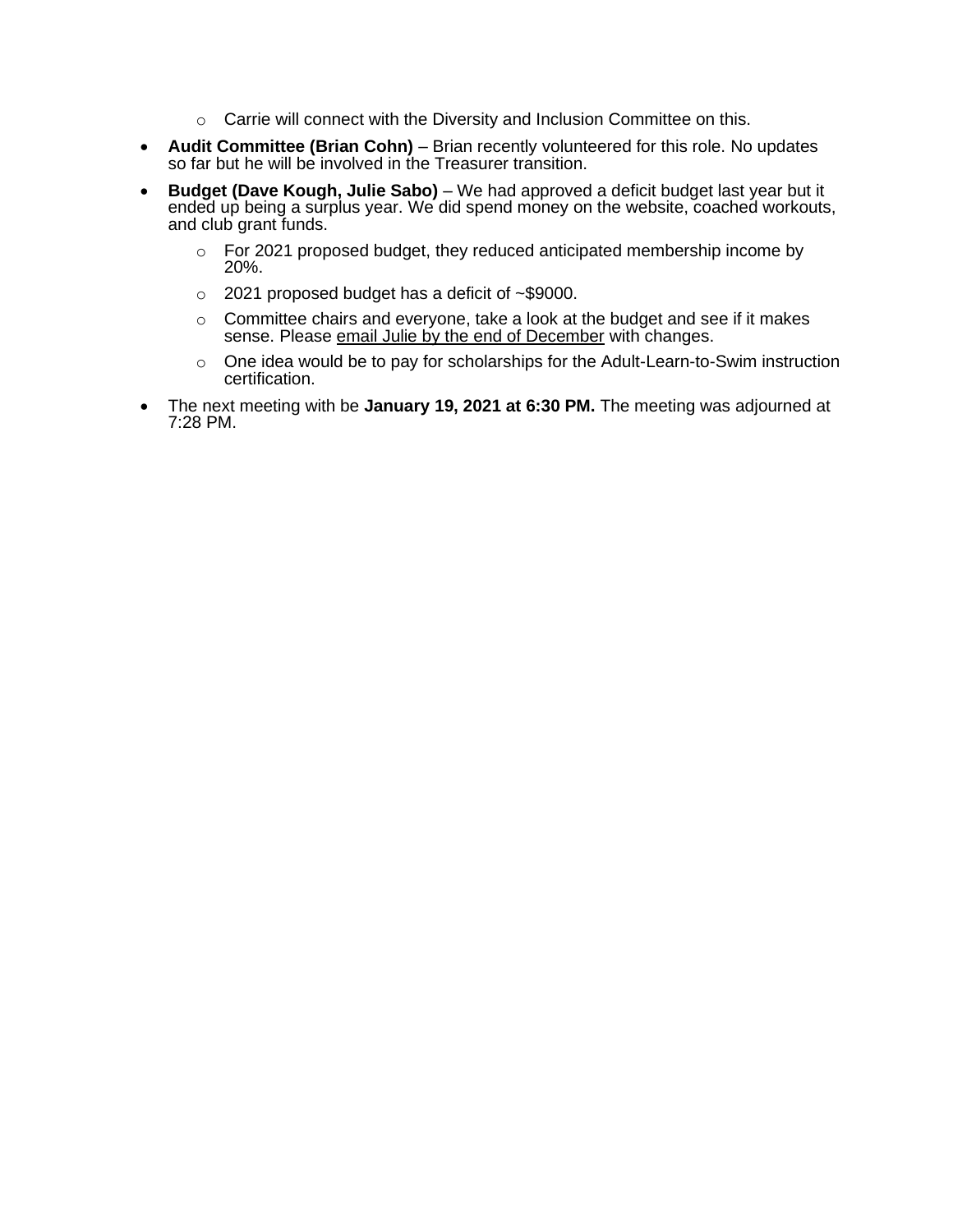- Carrie will connect with the Diversity and Inclusion Committee on this.
- **Audit Committee (Brian Cohn)** – Brian recently volunteered for this role. No updates so far but he will be involved in the Treasurer transition.
- **Budget (Dave Kough, Julie Sabo)** – We had approved a deficit budget last year but it ended up being a surplus year. We did spend money on the website, coached workouts, and club grant funds.
    - For 2021 proposed budget, they reduced anticipated membership income by 20%.
    - 2021 proposed budget has a deficit of ~$9000.
    - Committee chairs and everyone, take a look at the budget and see if it makes sense. Please <u>email Julie by the end of December</u> with changes.
    - One idea would be to pay for scholarships for the Adult-Learn-to-Swim instruction certification.
- The next meeting with be **January 19, 2021 at 6:30 PM.** The meeting was adjourned at 7:28 PM.